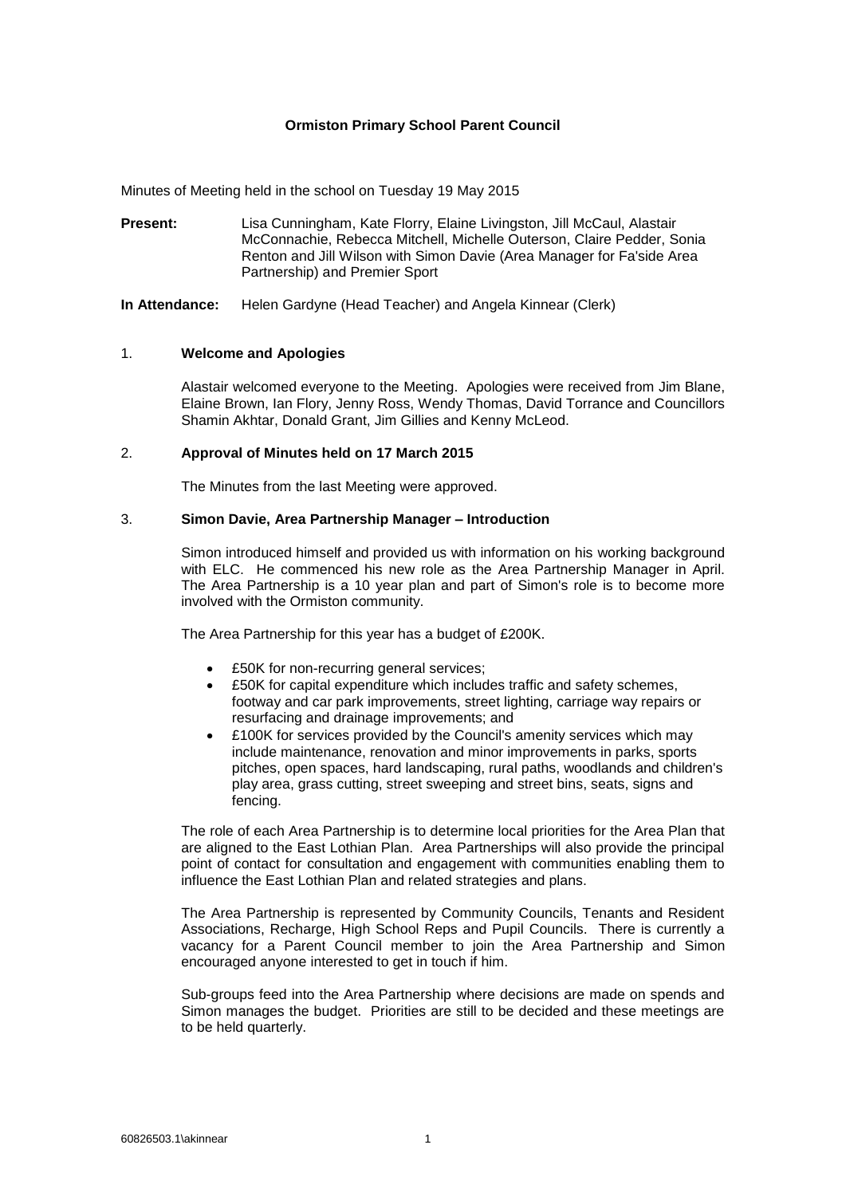**Ormiston Primary School Parent Council**

Minutes of Meeting held in the school on Tuesday 19 May 2015

**Present:** Lisa Cunningham, Kate Florry, Elaine Livingston, Jill McCaul, Alastair McConnachie, Rebecca Mitchell, Michelle Outerson, Claire Pedder, Sonia Renton and Jill Wilson with Simon Davie (Area Manager for Fa'side Area Partnership) and Premier Sport

**In Attendance:** Helen Gardyne (Head Teacher) and Angela Kinnear (Clerk)

## 1. Welcome and Apologies

Alastair welcomed everyone to the Meeting. Apologies were received from Jim Blane, Elaine Brown, Ian Flory, Jenny Ross, Wendy Thomas, David Torrance and Councillors Shamin Akhtar, Donald Grant, Jim Gillies and Kenny McLeod.

## 2. Approval of Minutes held on 17 March 2015

The Minutes from the last Meeting were approved.

## 3. Simon Davie, Area Partnership Manager – Introduction

Simon introduced himself and provided us with information on his working background with ELC. He commenced his new role as the Area Partnership Manager in April. The Area Partnership is a 10 year plan and part of Simon's role is to become more involved with the Ormiston community.

The Area Partnership for this year has a budget of £200K.

- £50K for non-recurring general services;
- £50K for capital expenditure which includes traffic and safety schemes, footway and car park improvements, street lighting, carriage way repairs or resurfacing and drainage improvements; and
- £100K for services provided by the Council's amenity services which may include maintenance, renovation and minor improvements in parks, sports pitches, open spaces, hard landscaping, rural paths, woodlands and children's play area, grass cutting, street sweeping and street bins, seats, signs and fencing.

The role of each Area Partnership is to determine local priorities for the Area Plan that are aligned to the East Lothian Plan. Area Partnerships will also provide the principal point of contact for consultation and engagement with communities enabling them to influence the East Lothian Plan and related strategies and plans.

The Area Partnership is represented by Community Councils, Tenants and Resident Associations, Recharge, High School Reps and Pupil Councils. There is currently a vacancy for a Parent Council member to join the Area Partnership and Simon encouraged anyone interested to get in touch if him.

Sub-groups feed into the Area Partnership where decisions are made on spends and Simon manages the budget. Priorities are still to be decided and these meetings are to be held quarterly.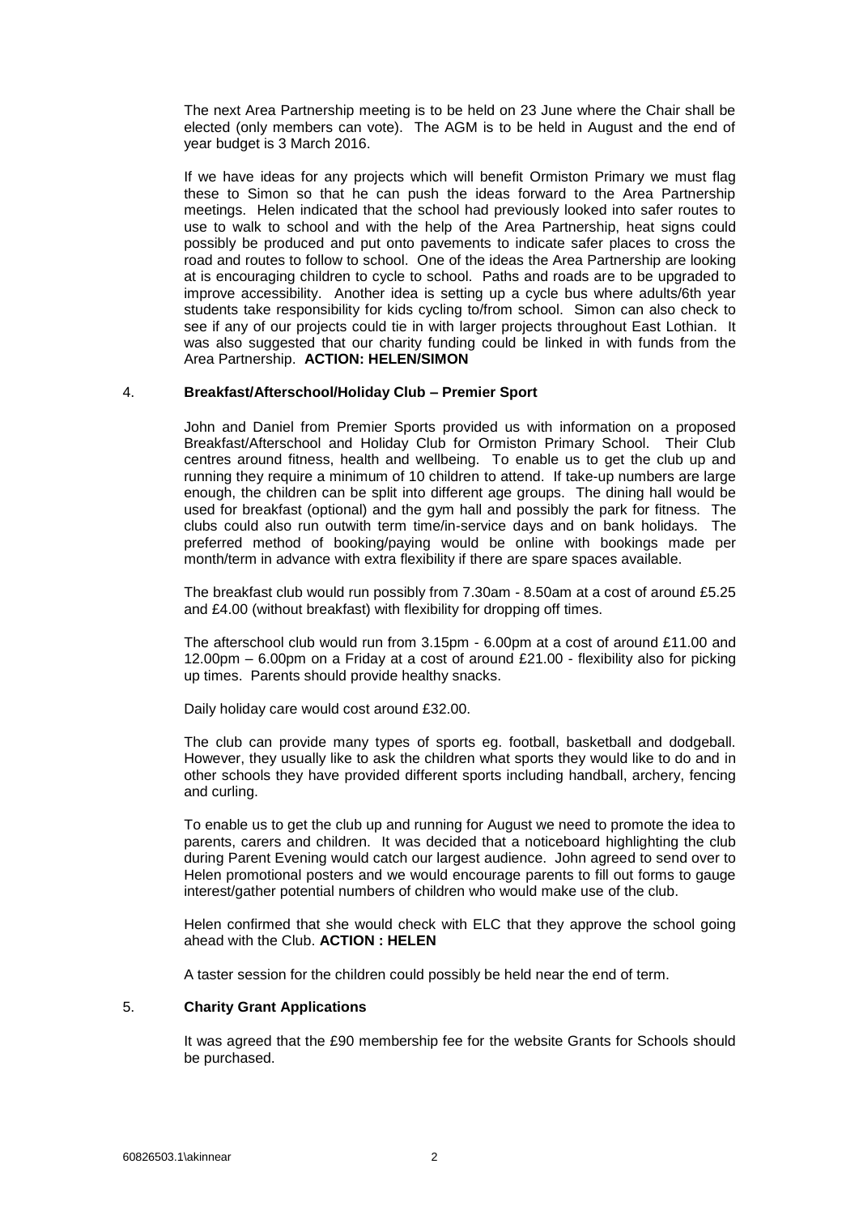The next Area Partnership meeting is to be held on 23 June where the Chair shall be elected (only members can vote). The AGM is to be held in August and the end of year budget is 3 March 2016.

If we have ideas for any projects which will benefit Ormiston Primary we must flag these to Simon so that he can push the ideas forward to the Area Partnership meetings. Helen indicated that the school had previously looked into safer routes to use to walk to school and with the help of the Area Partnership, heat signs could possibly be produced and put onto pavements to indicate safer places to cross the road and routes to follow to school. One of the ideas the Area Partnership are looking at is encouraging children to cycle to school. Paths and roads are to be upgraded to improve accessibility. Another idea is setting up a cycle bus where adults/6th year students take responsibility for kids cycling to/from school. Simon can also check to see if any of our projects could tie in with larger projects throughout East Lothian. It was also suggested that our charity funding could be linked in with funds from the Area Partnership. **ACTION: HELEN/SIMON**

4. **Breakfast/Afterschool/Holiday Club – Premier Sport**

John and Daniel from Premier Sports provided us with information on a proposed Breakfast/Afterschool and Holiday Club for Ormiston Primary School. Their Club centres around fitness, health and wellbeing. To enable us to get the club up and running they require a minimum of 10 children to attend. If take-up numbers are large enough, the children can be split into different age groups. The dining hall would be used for breakfast (optional) and the gym hall and possibly the park for fitness. The clubs could also run outwith term time/in-service days and on bank holidays. The preferred method of booking/paying would be online with bookings made per month/term in advance with extra flexibility if there are spare spaces available.

The breakfast club would run possibly from 7.30am - 8.50am at a cost of around £5.25 and £4.00 (without breakfast) with flexibility for dropping off times.

The afterschool club would run from 3.15pm - 6.00pm at a cost of around £11.00 and 12.00pm – 6.00pm on a Friday at a cost of around £21.00 - flexibility also for picking up times. Parents should provide healthy snacks.

Daily holiday care would cost around £32.00.

The club can provide many types of sports eg. football, basketball and dodgeball. However, they usually like to ask the children what sports they would like to do and in other schools they have provided different sports including handball, archery, fencing and curling.

To enable us to get the club up and running for August we need to promote the idea to parents, carers and children. It was decided that a noticeboard highlighting the club during Parent Evening would catch our largest audience. John agreed to send over to Helen promotional posters and we would encourage parents to fill out forms to gauge interest/gather potential numbers of children who would make use of the club.

Helen confirmed that she would check with ELC that they approve the school going ahead with the Club. **ACTION : HELEN**

A taster session for the children could possibly be held near the end of term.

5. **Charity Grant Applications**

It was agreed that the £90 membership fee for the website Grants for Schools should be purchased.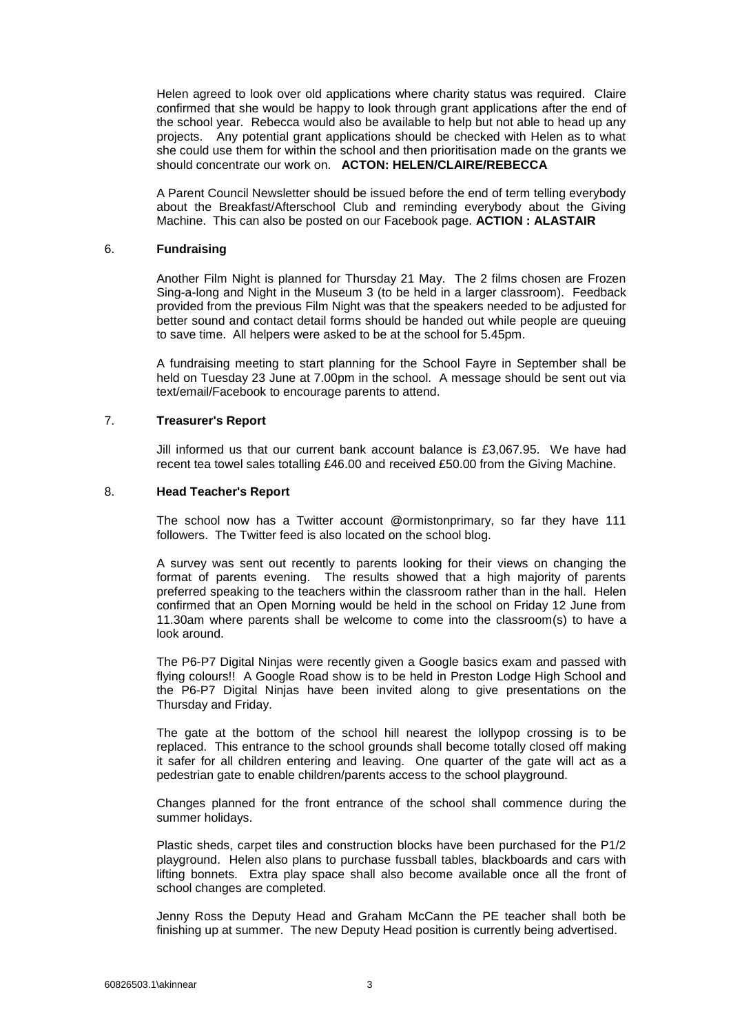Helen agreed to look over old applications where charity status was required. Claire confirmed that she would be happy to look through grant applications after the end of the school year. Rebecca would also be available to help but not able to head up any projects. Any potential grant applications should be checked with Helen as to what she could use them for within the school and then prioritisation made on the grants we should concentrate our work on. **ACTON: HELEN/CLAIRE/REBECCA**

A Parent Council Newsletter should be issued before the end of term telling everybody about the Breakfast/Afterschool Club and reminding everybody about the Giving Machine. This can also be posted on our Facebook page. **ACTION : ALASTAIR**

## 6. Fundraising

Another Film Night is planned for Thursday 21 May. The 2 films chosen are Frozen Sing-a-long and Night in the Museum 3 (to be held in a larger classroom). Feedback provided from the previous Film Night was that the speakers needed to be adjusted for better sound and contact detail forms should be handed out while people are queuing to save time. All helpers were asked to be at the school for 5.45pm.

A fundraising meeting to start planning for the School Fayre in September shall be held on Tuesday 23 June at 7.00pm in the school. A message should be sent out via text/email/Facebook to encourage parents to attend.

## 7. Treasurer's Report

Jill informed us that our current bank account balance is £3,067.95. We have had recent tea towel sales totalling £46.00 and received £50.00 from the Giving Machine.

## 8. Head Teacher's Report

The school now has a Twitter account @ormistonprimary, so far they have 111 followers. The Twitter feed is also located on the school blog.

A survey was sent out recently to parents looking for their views on changing the format of parents evening. The results showed that a high majority of parents preferred speaking to the teachers within the classroom rather than in the hall. Helen confirmed that an Open Morning would be held in the school on Friday 12 June from 11.30am where parents shall be welcome to come into the classroom(s) to have a look around.

The P6-P7 Digital Ninjas were recently given a Google basics exam and passed with flying colours!! A Google Road show is to be held in Preston Lodge High School and the P6-P7 Digital Ninjas have been invited along to give presentations on the Thursday and Friday.

The gate at the bottom of the school hill nearest the lollypop crossing is to be replaced. This entrance to the school grounds shall become totally closed off making it safer for all children entering and leaving. One quarter of the gate will act as a pedestrian gate to enable children/parents access to the school playground.

Changes planned for the front entrance of the school shall commence during the summer holidays.

Plastic sheds, carpet tiles and construction blocks have been purchased for the P1/2 playground. Helen also plans to purchase fussball tables, blackboards and cars with lifting bonnets. Extra play space shall also become available once all the front of school changes are completed.

Jenny Ross the Deputy Head and Graham McCann the PE teacher shall both be finishing up at summer. The new Deputy Head position is currently being advertised.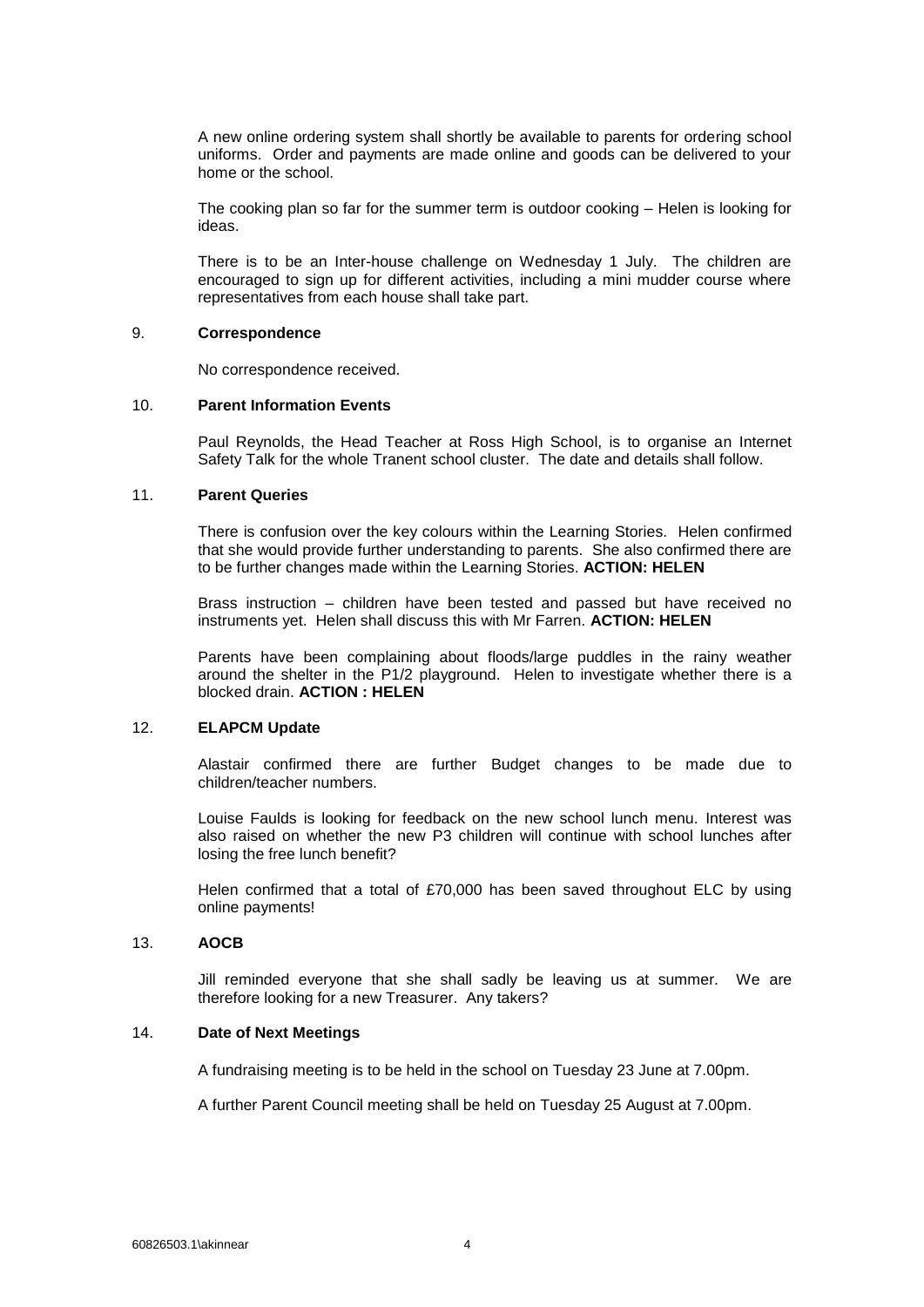A new online ordering system shall shortly be available to parents for ordering school uniforms. Order and payments are made online and goods can be delivered to your home or the school.

The cooking plan so far for the summer term is outdoor cooking – Helen is looking for ideas.

There is to be an Inter-house challenge on Wednesday 1 July. The children are encouraged to sign up for different activities, including a mini mudder course where representatives from each house shall take part.

## 9. Correspondence

No correspondence received.

## 10. Parent Information Events

Paul Reynolds, the Head Teacher at Ross High School, is to organise an Internet Safety Talk for the whole Tranent school cluster. The date and details shall follow.

## 11. Parent Queries

There is confusion over the key colours within the Learning Stories. Helen confirmed that she would provide further understanding to parents. She also confirmed there are to be further changes made within the Learning Stories. **ACTION: HELEN**

Brass instruction – children have been tested and passed but have received no instruments yet. Helen shall discuss this with Mr Farren. **ACTION: HELEN**

Parents have been complaining about floods/large puddles in the rainy weather around the shelter in the P1/2 playground. Helen to investigate whether there is a blocked drain. **ACTION : HELEN**

## 12. ELAPCM Update

Alastair confirmed there are further Budget changes to be made due to children/teacher numbers.

Louise Faulds is looking for feedback on the new school lunch menu. Interest was also raised on whether the new P3 children will continue with school lunches after losing the free lunch benefit?

Helen confirmed that a total of £70,000 has been saved throughout ELC by using online payments!

## 13. AOCB

Jill reminded everyone that she shall sadly be leaving us at summer. We are therefore looking for a new Treasurer. Any takers?

## 14. Date of Next Meetings

A fundraising meeting is to be held in the school on Tuesday 23 June at 7.00pm.

A further Parent Council meeting shall be held on Tuesday 25 August at 7.00pm.

60826503.1\akinnear